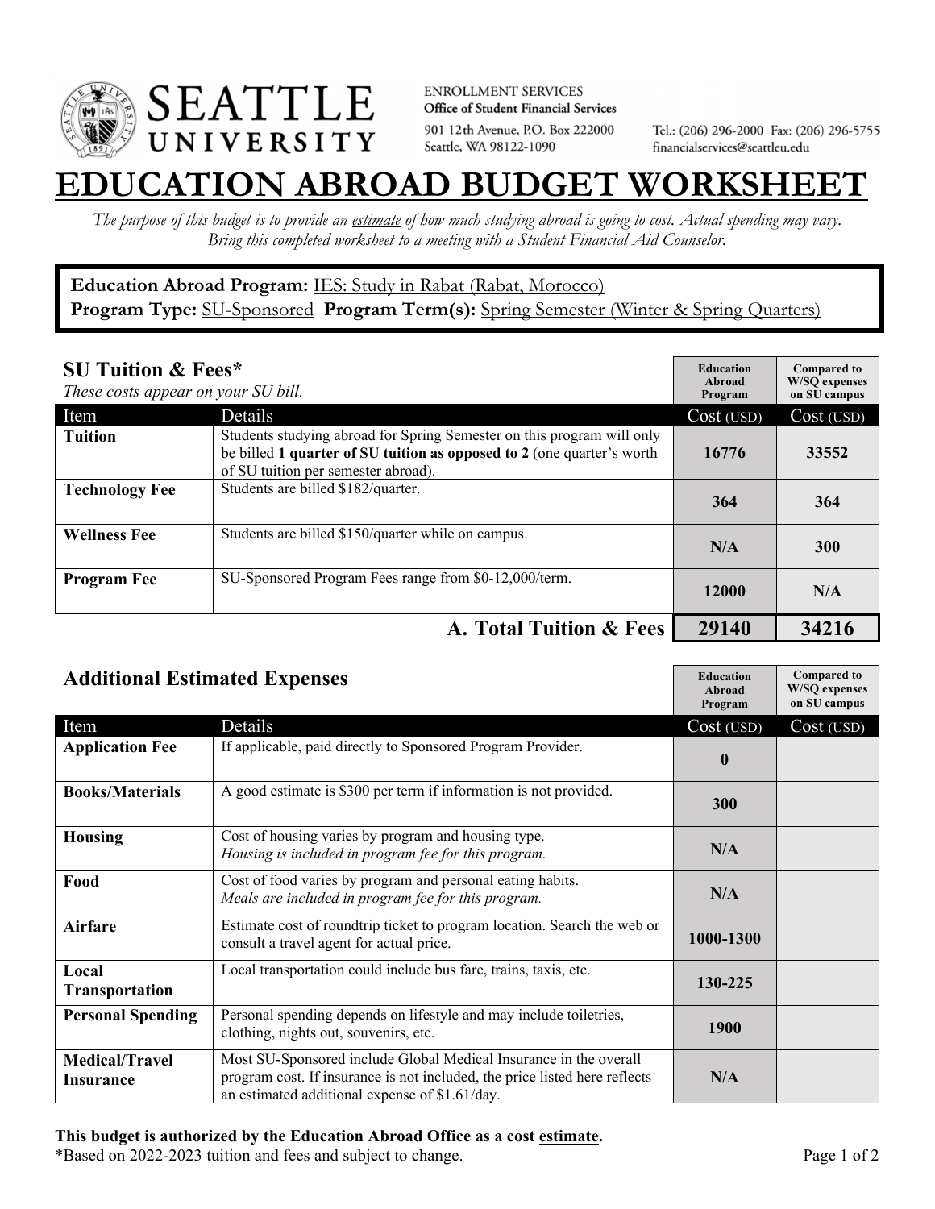ENROLLMENT SERVICES
**Office of Student Financial Services**
901 12th Avenue, P.O. Box 222000
Seattle, WA 98122-1090

Tel.: (206) 296-2000 Fax: (206) 296-5755
financialservices@seattleu.edu

# EDUCATION ABROAD BUDGET WORKSHEET

*The purpose of this budget is to provide an estimate of how much studying abroad is going to cost. Actual spending may vary. Bring this completed worksheet to a meeting with a Student Financial Aid Counselor.*

**Education Abroad Program:** IES: Study in Rabat (Rabat, Morocco)
**Program Type:** SU-Sponsored **Program Term(s):** Spring Semester (Winter & Spring Quarters)

## SU Tuition & Fees*

*These costs appear on your SU bill.*

| Item | Details | Education Abroad Program Cost (USD) | Compared to W/SQ expenses on SU campus Cost (USD) |
|---|---|---|---|
| **Tuition** | Students studying abroad for Spring Semester on this program will only be billed **1 quarter of SU tuition as opposed to 2** (one quarter's worth of SU tuition per semester abroad). | 16776 | 33552 |
| **Technology Fee** | Students are billed $182/quarter. | 364 | 364 |
| **Wellness Fee** | Students are billed $150/quarter while on campus. | N/A | 300 |
| **Program Fee** | SU-Sponsored Program Fees range from $0-12,000/term. | 12000 | N/A |
| | **A. Total Tuition & Fees** | **29140** | **34216** |

## Additional Estimated Expenses

| Item | Details | Education Abroad Program Cost (USD) | Compared to W/SQ expenses on SU campus Cost (USD) |
|---|---|---|---|
| **Application Fee** | If applicable, paid directly to Sponsored Program Provider. | 0 | |
| **Books/Materials** | A good estimate is $300 per term if information is not provided. | 300 | |
| **Housing** | Cost of housing varies by program and housing type. *Housing is included in program fee for this program.* | N/A | |
| **Food** | Cost of food varies by program and personal eating habits. *Meals are included in program fee for this program.* | N/A | |
| **Airfare** | Estimate cost of roundtrip ticket to program location. Search the web or consult a travel agent for actual price. | 1000-1300 | |
| **Local Transportation** | Local transportation could include bus fare, trains, taxis, etc. | 130-225 | |
| **Personal Spending** | Personal spending depends on lifestyle and may include toiletries, clothing, nights out, souvenirs, etc. | 1900 | |
| **Medical/Travel Insurance** | Most SU-Sponsored include Global Medical Insurance in the overall program cost. If insurance is not included, the price listed here reflects an estimated additional expense of $1.61/day. | N/A | |

**This budget is authorized by the Education Abroad Office as a cost estimate.**

*Based on 2022-2023 tuition and fees and subject to change.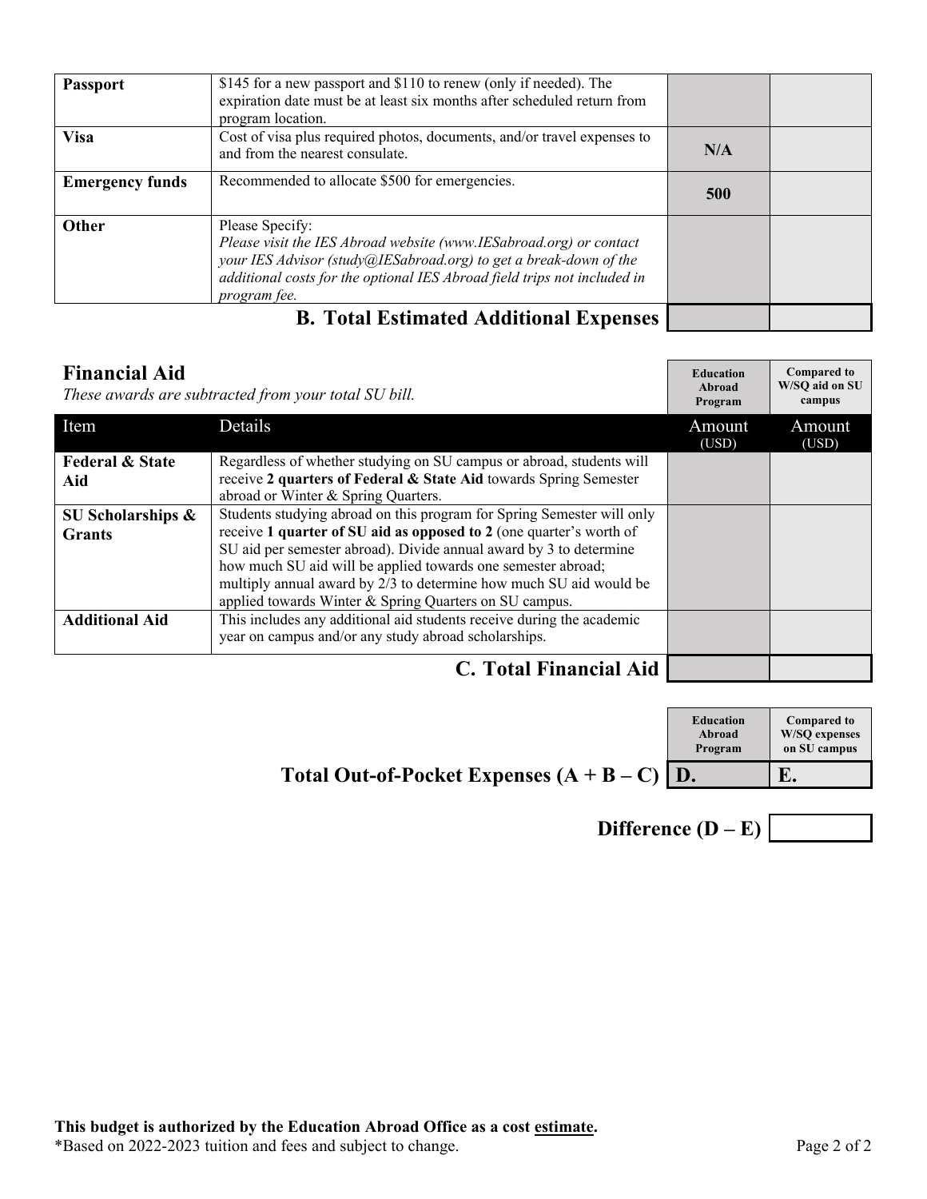| | | | |
|---|---|---|---|
| **Passport** | $145 for a new passport and $110 to renew (only if needed). The expiration date must be at least six months after scheduled return from program location. | | |
| **Visa** | Cost of visa plus required photos, documents, and/or travel expenses to and from the nearest consulate. | **N/A** | |
| **Emergency funds** | Recommended to allocate $500 for emergencies. | **500** | |
| **Other** | Please Specify: *Please visit the IES Abroad website (www.IESabroad.org) or contact your IES Advisor (study@IESabroad.org) to get a break-down of the additional costs for the optional IES Abroad field trips not included in program fee.* | | |
| | **B. Total Estimated Additional Expenses** | | |

## Financial Aid

*These awards are subtracted from your total SU bill.*

| | | **Education Abroad Program** | **Compared to W/SQ aid on SU campus** |
|---|---|---|---|
| **Item** | **Details** | **Amount (USD)** | **Amount (USD)** |
| **Federal & State Aid** | Regardless of whether studying on SU campus or abroad, students will receive **2 quarters of Federal & State Aid** towards Spring Semester abroad or Winter & Spring Quarters. | | |
| **SU Scholarships & Grants** | Students studying abroad on this program for Spring Semester will only receive **1 quarter of SU aid as opposed to 2** (one quarter's worth of SU aid per semester abroad). Divide annual award by 3 to determine how much SU aid will be applied towards one semester abroad; multiply annual award by 2/3 to determine how much SU aid would be applied towards Winter & Spring Quarters on SU campus. | | |
| **Additional Aid** | This includes any additional aid students receive during the academic year on campus and/or any study abroad scholarships. | | |
| | **C. Total Financial Aid** | | |

| | **Education Abroad Program** | **Compared to W/SQ expenses on SU campus** |
|---|---|---|
| **Total Out-of-Pocket Expenses (A + B – C)** | **D.** | **E.** |

**Difference (D – E)**

**This budget is authorized by the Education Abroad Office as a cost estimate.**

*Based on 2022-2023 tuition and fees and subject to change.